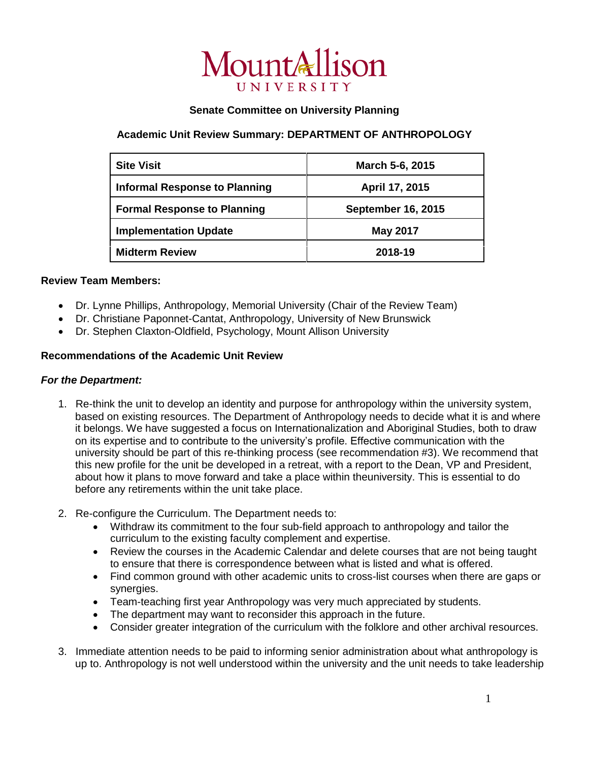# Mount Allison University

**Senate Committee on University Planning**

**Academic Unit Review Summary: DEPARTMENT OF ANTHROPOLOGY**

| Site Visit | March 5-6, 2015 |
|---|---|
| **Informal Response to Planning** | **April 17, 2015** |
| **Formal Response to Planning** | **September 16, 2015** |
| **Implementation Update** | **May 2017** |
| **Midterm Review** | **2018-19** |

**Review Team Members:**

- Dr. Lynne Phillips, Anthropology, Memorial University (Chair of the Review Team)
- Dr. Christiane Paponnet-Cantat, Anthropology, University of New Brunswick
- Dr. Stephen Claxton-Oldfield, Psychology, Mount Allison University

**Recommendations of the Academic Unit Review**

***For the Department:***

1. Re-think the unit to develop an identity and purpose for anthropology within the university system, based on existing resources. The Department of Anthropology needs to decide what it is and where it belongs. We have suggested a focus on Internationalization and Aboriginal Studies, both to draw on its expertise and to contribute to the university's profile. Effective communication with the university should be part of this re-thinking process (see recommendation #3). We recommend that this new profile for the unit be developed in a retreat, with a report to the Dean, VP and President, about how it plans to move forward and take a place within theuniversity. This is essential to do before any retirements within the unit take place.

2. Re-configure the Curriculum. The Department needs to:
   - Withdraw its commitment to the four sub-field approach to anthropology and tailor the curriculum to the existing faculty complement and expertise.
   - Review the courses in the Academic Calendar and delete courses that are not being taught to ensure that there is correspondence between what is listed and what is offered.
   - Find common ground with other academic units to cross-list courses when there are gaps or synergies.
   - Team-teaching first year Anthropology was very much appreciated by students.
   - The department may want to reconsider this approach in the future.
   - Consider greater integration of the curriculum with the folklore and other archival resources.

3. Immediate attention needs to be paid to informing senior administration about what anthropology is up to. Anthropology is not well understood within the university and the unit needs to take leadership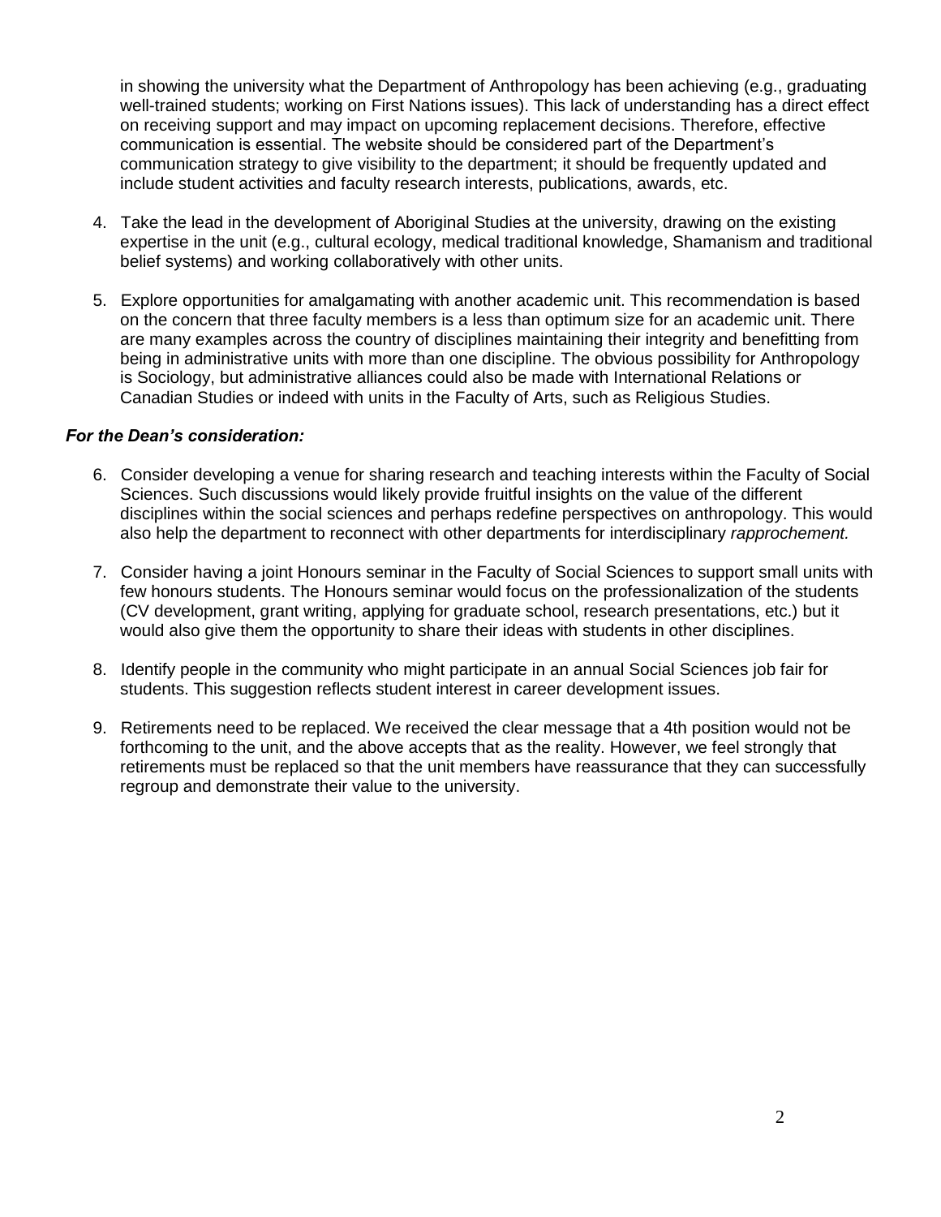in showing the university what the Department of Anthropology has been achieving (e.g., graduating well-trained students; working on First Nations issues). This lack of understanding has a direct effect on receiving support and may impact on upcoming replacement decisions. Therefore, effective communication is essential. The website should be considered part of the Department's communication strategy to give visibility to the department; it should be frequently updated and include student activities and faculty research interests, publications, awards, etc.

4. Take the lead in the development of Aboriginal Studies at the university, drawing on the existing expertise in the unit (e.g., cultural ecology, medical traditional knowledge, Shamanism and traditional belief systems) and working collaboratively with other units.

5. Explore opportunities for amalgamating with another academic unit. This recommendation is based on the concern that three faculty members is a less than optimum size for an academic unit. There are many examples across the country of disciplines maintaining their integrity and benefitting from being in administrative units with more than one discipline. The obvious possibility for Anthropology is Sociology, but administrative alliances could also be made with International Relations or Canadian Studies or indeed with units in the Faculty of Arts, such as Religious Studies.

***For the Dean's consideration:***

6. Consider developing a venue for sharing research and teaching interests within the Faculty of Social Sciences. Such discussions would likely provide fruitful insights on the value of the different disciplines within the social sciences and perhaps redefine perspectives on anthropology. This would also help the department to reconnect with other departments for interdisciplinary *rapprochement.*

7. Consider having a joint Honours seminar in the Faculty of Social Sciences to support small units with few honours students. The Honours seminar would focus on the professionalization of the students (CV development, grant writing, applying for graduate school, research presentations, etc.) but it would also give them the opportunity to share their ideas with students in other disciplines.

8. Identify people in the community who might participate in an annual Social Sciences job fair for students. This suggestion reflects student interest in career development issues.

9. Retirements need to be replaced. We received the clear message that a 4th position would not be forthcoming to the unit, and the above accepts that as the reality. However, we feel strongly that retirements must be replaced so that the unit members have reassurance that they can successfully regroup and demonstrate their value to the university.